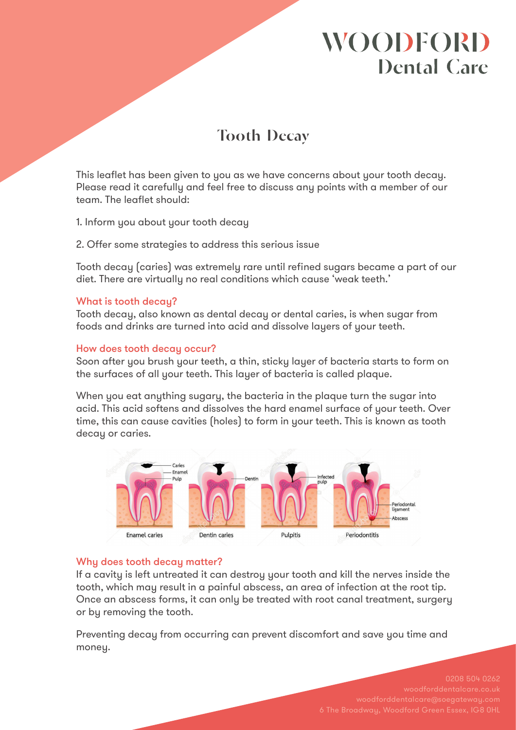# WOODFORD Dental Care

## Tooth Decay

This leaflet has been given to you as we have concerns about your tooth decay. Please read it carefully and feel free to discuss any points with a member of our team. The leaflet should:

1. Inform you about your tooth decay
2. Offer some strategies to address this serious issue

Tooth decay (caries) was extremely rare until refined sugars became a part of our diet. There are virtually no real conditions which cause 'weak teeth.'

### What is tooth decay?

Tooth decay, also known as dental decay or dental caries, is when sugar from foods and drinks are turned into acid and dissolve layers of your teeth.

### How does tooth decay occur?

Soon after you brush your teeth, a thin, sticky layer of bacteria starts to form on the surfaces of all your teeth. This layer of bacteria is called plaque.

When you eat anything sugary, the bacteria in the plaque turn the sugar into acid. This acid softens and dissolves the hard enamel surface of your teeth. Over time, this can cause cavities (holes) to form in your teeth. This is known as tooth decay or caries.

Enamel caries — Dentin caries — Pulpitis — Periodontitis

### Why does tooth decay matter?

If a cavity is left untreated it can destroy your tooth and kill the nerves inside the tooth, which may result in a painful abscess, an area of infection at the root tip. Once an abscess forms, it can only be treated with root canal treatment, surgery or by removing the tooth.

Preventing decay from occurring can prevent discomfort and save you time and money.

0208 504 0262
woodforddentalcare.co.uk
woodforddentalcare@soegateway.com
6 The Broadway, Woodford Green Essex, IG8 0HL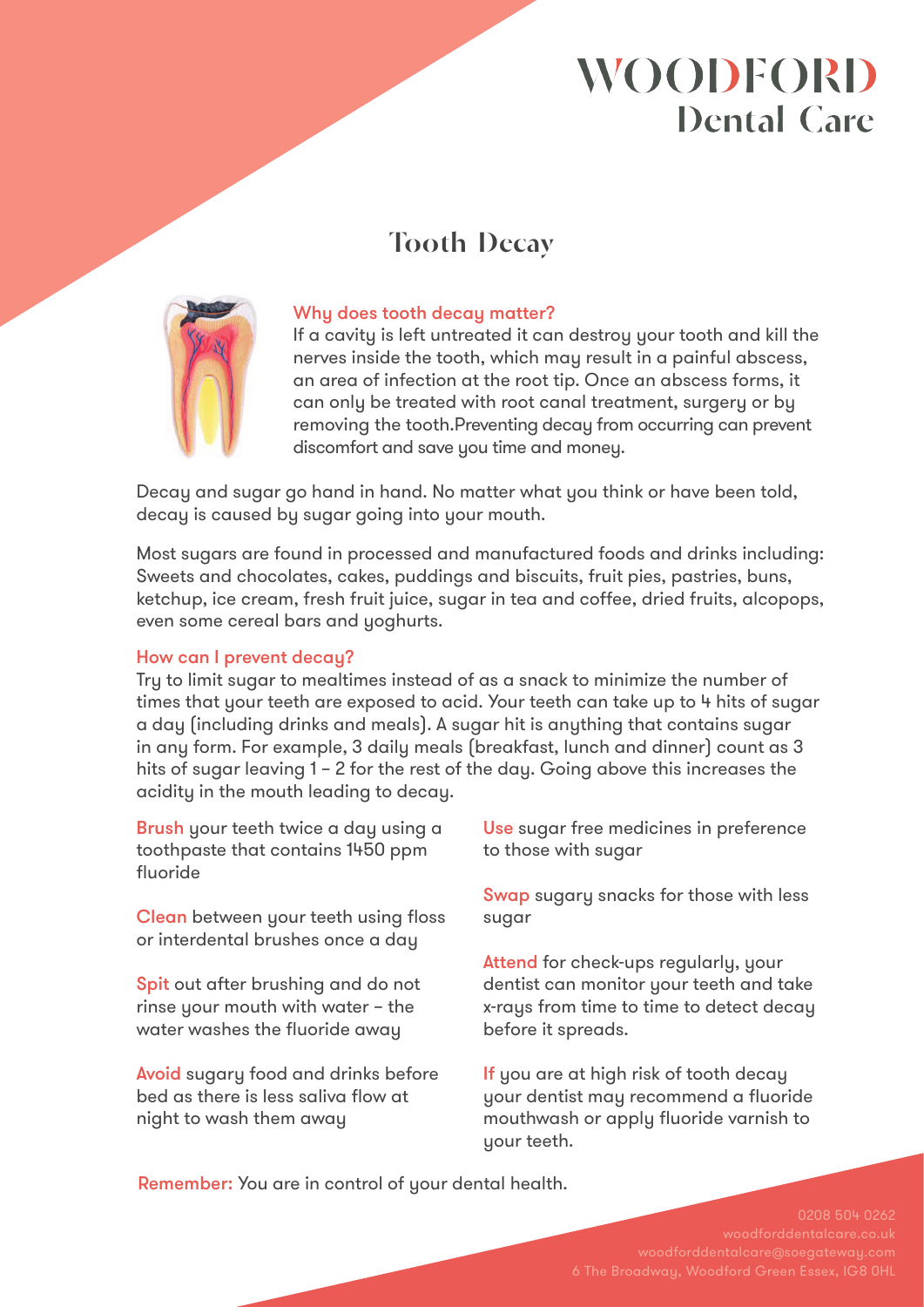# WOODFORD Dental Care

## Tooth Decay

### Why does tooth decay matter?

If a cavity is left untreated it can destroy your tooth and kill the nerves inside the tooth, which may result in a painful abscess, an area of infection at the root tip. Once an abscess forms, it can only be treated with root canal treatment, surgery or by removing the tooth.Preventing decay from occurring can prevent discomfort and save you time and money.

Decay and sugar go hand in hand. No matter what you think or have been told, decay is caused by sugar going into your mouth.

Most sugars are found in processed and manufactured foods and drinks including: Sweets and chocolates, cakes, puddings and biscuits, fruit pies, pastries, buns, ketchup, ice cream, fresh fruit juice, sugar in tea and coffee, dried fruits, alcopops, even some cereal bars and yoghurts.

### How can I prevent decay?

Try to limit sugar to mealtimes instead of as a snack to minimize the number of times that your teeth are exposed to acid. Your teeth can take up to 4 hits of sugar a day (including drinks and meals). A sugar hit is anything that contains sugar in any form. For example, 3 daily meals (breakfast, lunch and dinner) count as 3 hits of sugar leaving 1 – 2 for the rest of the day. Going above this increases the acidity in the mouth leading to decay.

**Brush** your teeth twice a day using a toothpaste that contains 1450 ppm fluoride

**Clean** between your teeth using floss or interdental brushes once a day

**Spit** out after brushing and do not rinse your mouth with water – the water washes the fluoride away

**Avoid** sugary food and drinks before bed as there is less saliva flow at night to wash them away

**Use** sugar free medicines in preference to those with sugar

**Swap** sugary snacks for those with less sugar

**Attend** for check-ups regularly, your dentist can monitor your teeth and take x-rays from time to time to detect decay before it spreads.

**If** you are at high risk of tooth decay your dentist may recommend a fluoride mouthwash or apply fluoride varnish to your teeth.

**Remember:** You are in control of your dental health.

0208 504 0262
woodforddentalcare.co.uk
woodforddentalcare@soegateway.com
6 The Broadway, Woodford Green Essex, IG8 0HL